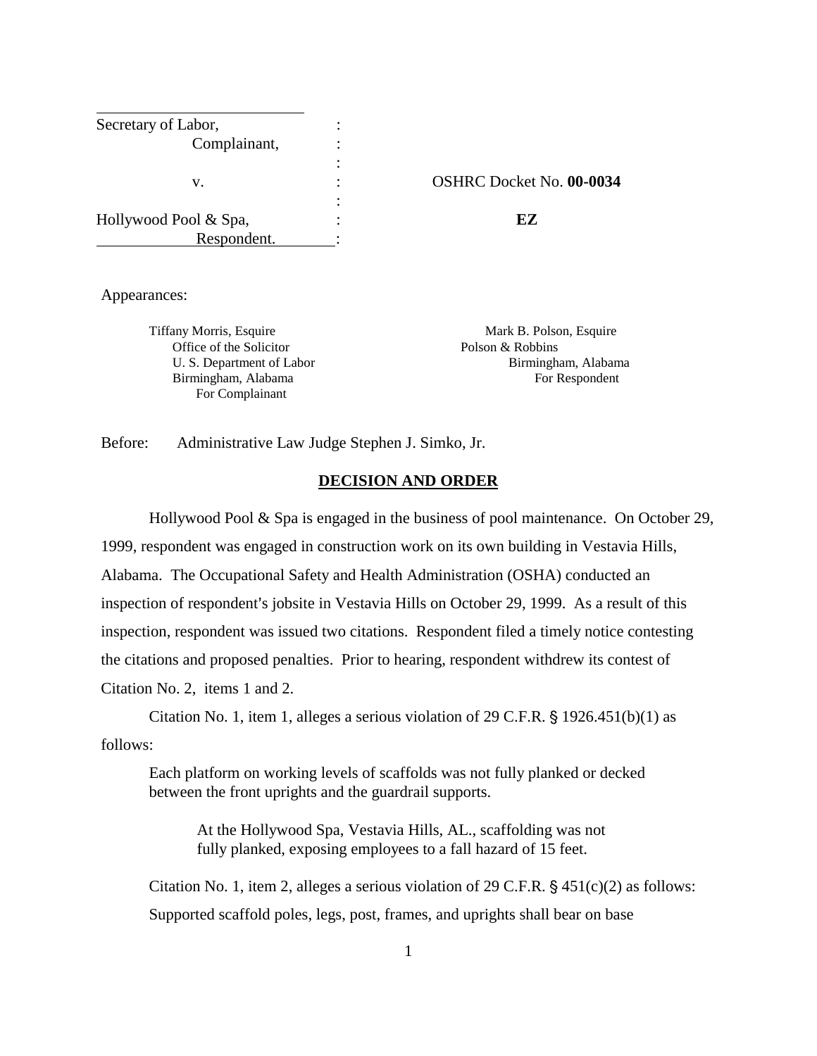| | | |
|---|---|---|
| Secretary of Labor, | : | |
| Complainant, | : | |
| | : | |
| v. | : | OSHRC Docket No. **00-0034** |
| | : | |
| Hollywood Pool & Spa, | : | **EZ** |
| Respondent. | : | |

Appearances:

Tiffany Morris, Esquire
Office of the Solicitor
U. S. Department of Labor
Birmingham, Alabama
For Complainant

Mark B. Polson, Esquire
Polson & Robbins
Birmingham, Alabama
For Respondent

Before: Administrative Law Judge Stephen J. Simko, Jr.

## DECISION AND ORDER

Hollywood Pool & Spa is engaged in the business of pool maintenance. On October 29, 1999, respondent was engaged in construction work on its own building in Vestavia Hills, Alabama. The Occupational Safety and Health Administration (OSHA) conducted an inspection of respondent's jobsite in Vestavia Hills on October 29, 1999. As a result of this inspection, respondent was issued two citations. Respondent filed a timely notice contesting the citations and proposed penalties. Prior to hearing, respondent withdrew its contest of Citation No. 2, items 1 and 2.

Citation No. 1, item 1, alleges a serious violation of 29 C.F.R. § 1926.451(b)(1) as follows:

> Each platform on working levels of scaffolds was not fully planked or decked between the front uprights and the guardrail supports.
>
> > At the Hollywood Spa, Vestavia Hills, AL., scaffolding was not fully planked, exposing employees to a fall hazard of 15 feet.

Citation No. 1, item 2, alleges a serious violation of 29 C.F.R. § 451(c)(2) as follows:

Supported scaffold poles, legs, post, frames, and uprights shall bear on base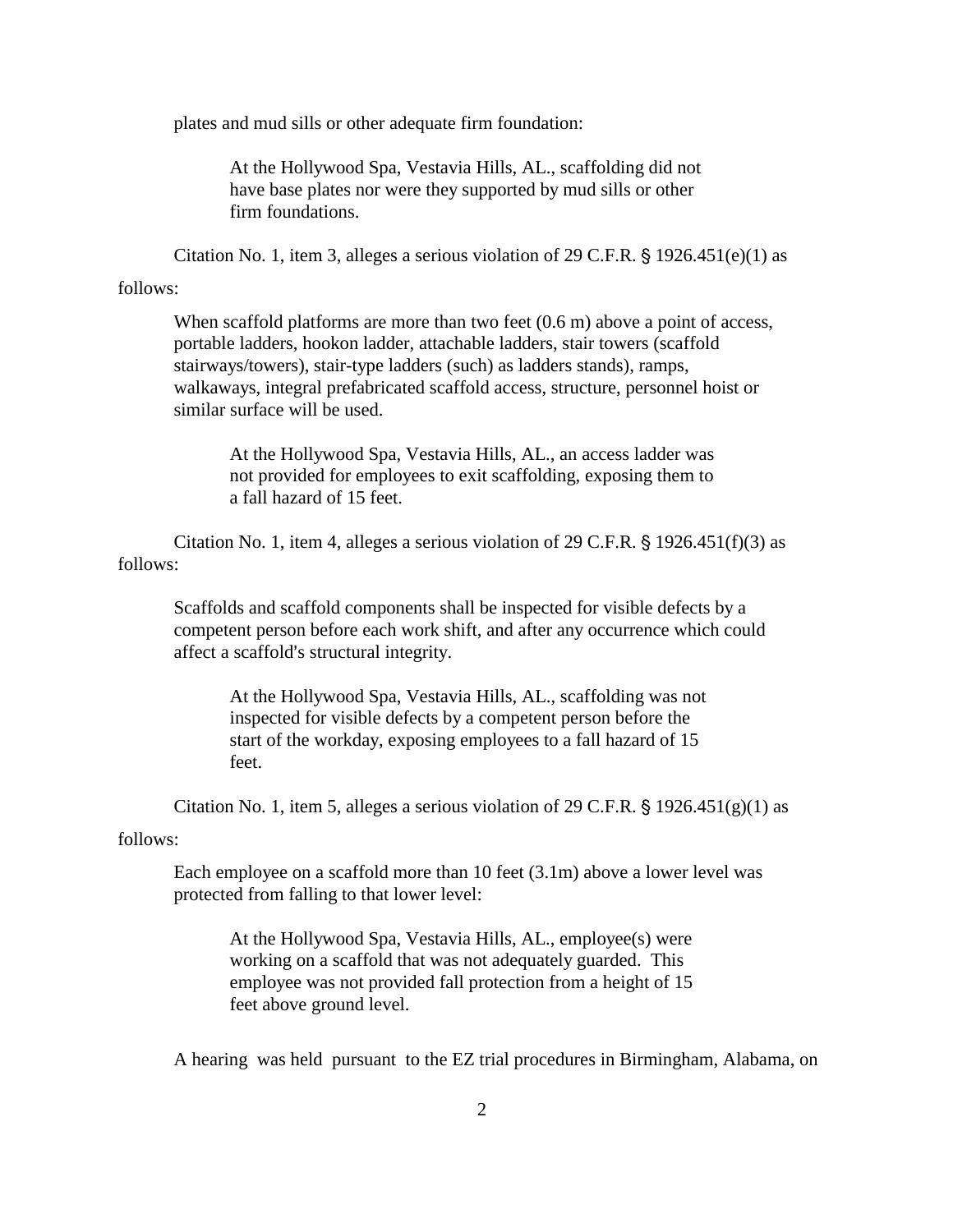plates and mud sills or other adequate firm foundation:

> At the Hollywood Spa, Vestavia Hills, AL., scaffolding did not have base plates nor were they supported by mud sills or other firm foundations.

Citation No. 1, item 3, alleges a serious violation of 29 C.F.R. § 1926.451(e)(1) as follows:

> When scaffold platforms are more than two feet (0.6 m) above a point of access, portable ladders, hookon ladder, attachable ladders, stair towers (scaffold stairways/towers), stair-type ladders (such) as ladders stands), ramps, walkaways, integral prefabricated scaffold access, structure, personnel hoist or similar surface will be used.
>
> > At the Hollywood Spa, Vestavia Hills, AL., an access ladder was not provided for employees to exit scaffolding, exposing them to a fall hazard of 15 feet.

Citation No. 1, item 4, alleges a serious violation of 29 C.F.R. § 1926.451(f)(3) as follows:

> Scaffolds and scaffold components shall be inspected for visible defects by a competent person before each work shift, and after any occurrence which could affect a scaffold's structural integrity.
>
> > At the Hollywood Spa, Vestavia Hills, AL., scaffolding was not inspected for visible defects by a competent person before the start of the workday, exposing employees to a fall hazard of 15 feet.

Citation No. 1, item 5, alleges a serious violation of 29 C.F.R. § 1926.451(g)(1) as follows:

> Each employee on a scaffold more than 10 feet (3.1m) above a lower level was protected from falling to that lower level:
>
> > At the Hollywood Spa, Vestavia Hills, AL., employee(s) were working on a scaffold that was not adequately guarded. This employee was not provided fall protection from a height of 15 feet above ground level.

A hearing was held pursuant to the EZ trial procedures in Birmingham, Alabama, on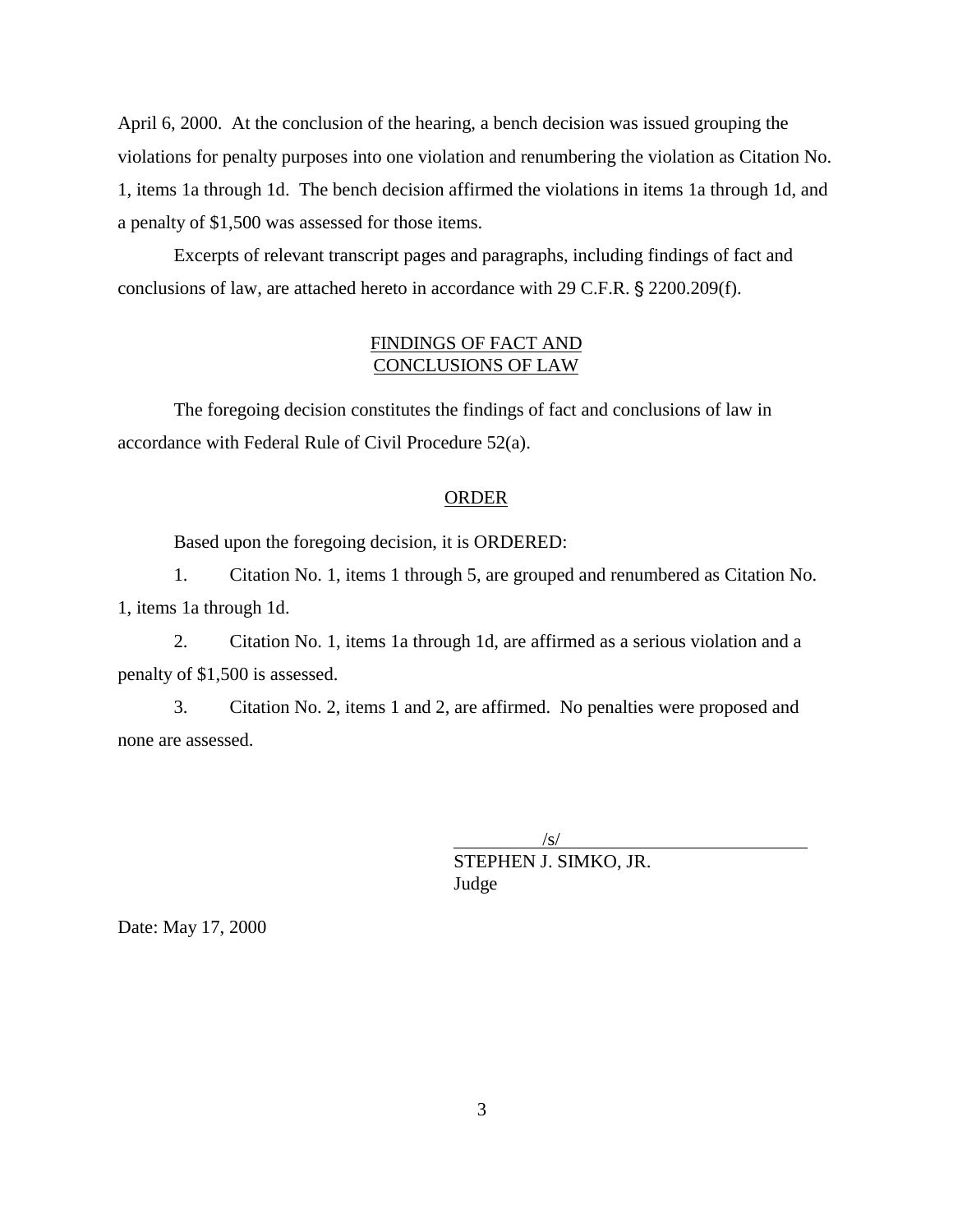April 6, 2000. At the conclusion of the hearing, a bench decision was issued grouping the violations for penalty purposes into one violation and renumbering the violation as Citation No. 1, items 1a through 1d. The bench decision affirmed the violations in items 1a through 1d, and a penalty of $1,500 was assessed for those items.

Excerpts of relevant transcript pages and paragraphs, including findings of fact and conclusions of law, are attached hereto in accordance with 29 C.F.R. § 2200.209(f).

## FINDINGS OF FACT AND CONCLUSIONS OF LAW

The foregoing decision constitutes the findings of fact and conclusions of law in accordance with Federal Rule of Civil Procedure 52(a).

## ORDER

Based upon the foregoing decision, it is ORDERED:

1. Citation No. 1, items 1 through 5, are grouped and renumbered as Citation No. 1, items 1a through 1d.

2. Citation No. 1, items 1a through 1d, are affirmed as a serious violation and a penalty of $1,500 is assessed.

3. Citation No. 2, items 1 and 2, are affirmed. No penalties were proposed and none are assessed.

/s/
STEPHEN J. SIMKO, JR.
Judge

Date: May 17, 2000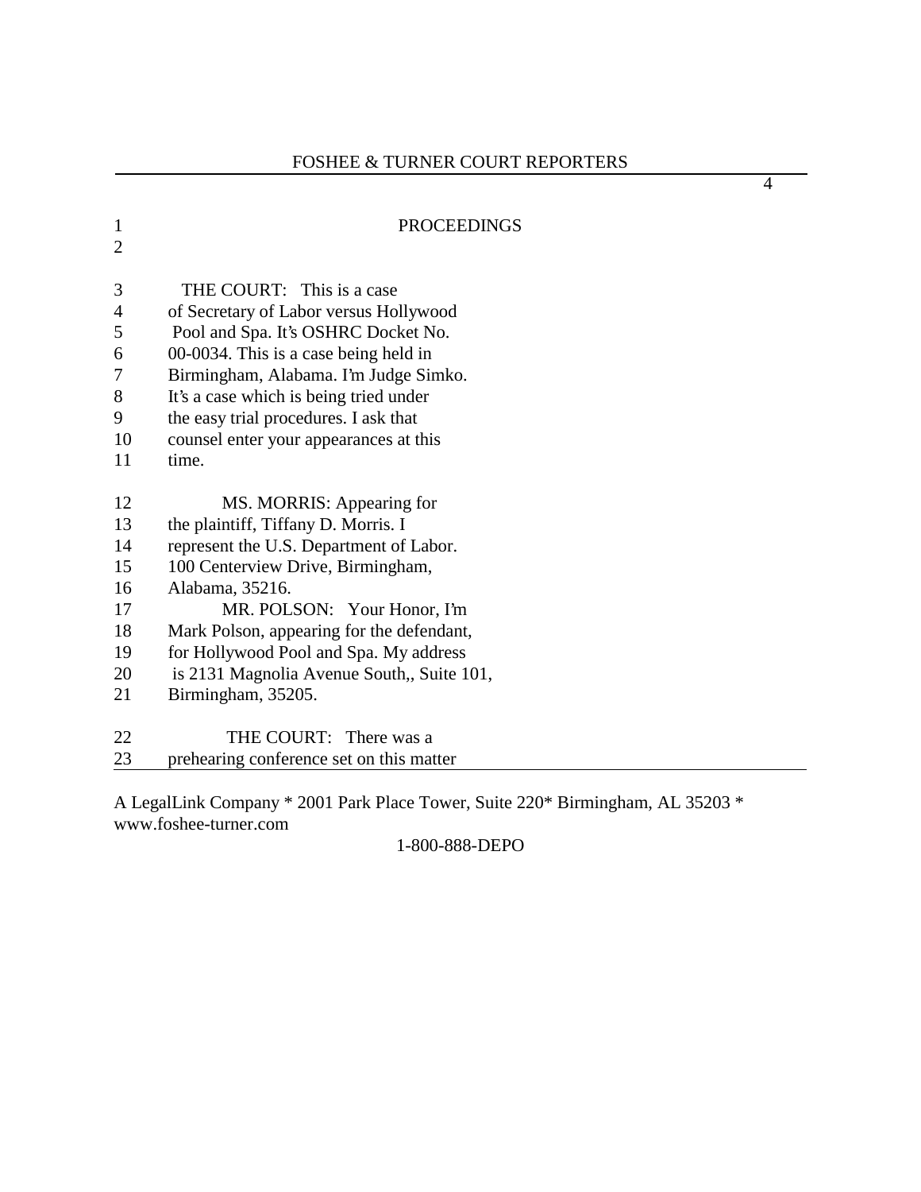# PROCEEDINGS

THE COURT: This is a case of Secretary of Labor versus Hollywood Pool and Spa. It's OSHRC Docket No. 00-0034. This is a case being held in Birmingham, Alabama. I'm Judge Simko. It's a case which is being tried under the easy trial procedures. I ask that counsel enter your appearances at this time.

MS. MORRIS: Appearing for the plaintiff, Tiffany D. Morris. I represent the U.S. Department of Labor. 100 Centerview Drive, Birmingham, Alabama, 35216.

MR. POLSON: Your Honor, I'm Mark Polson, appearing for the defendant, for Hollywood Pool and Spa. My address is 2131 Magnolia Avenue South,, Suite 101, Birmingham, 35205.

THE COURT: There was a prehearing conference set on this matter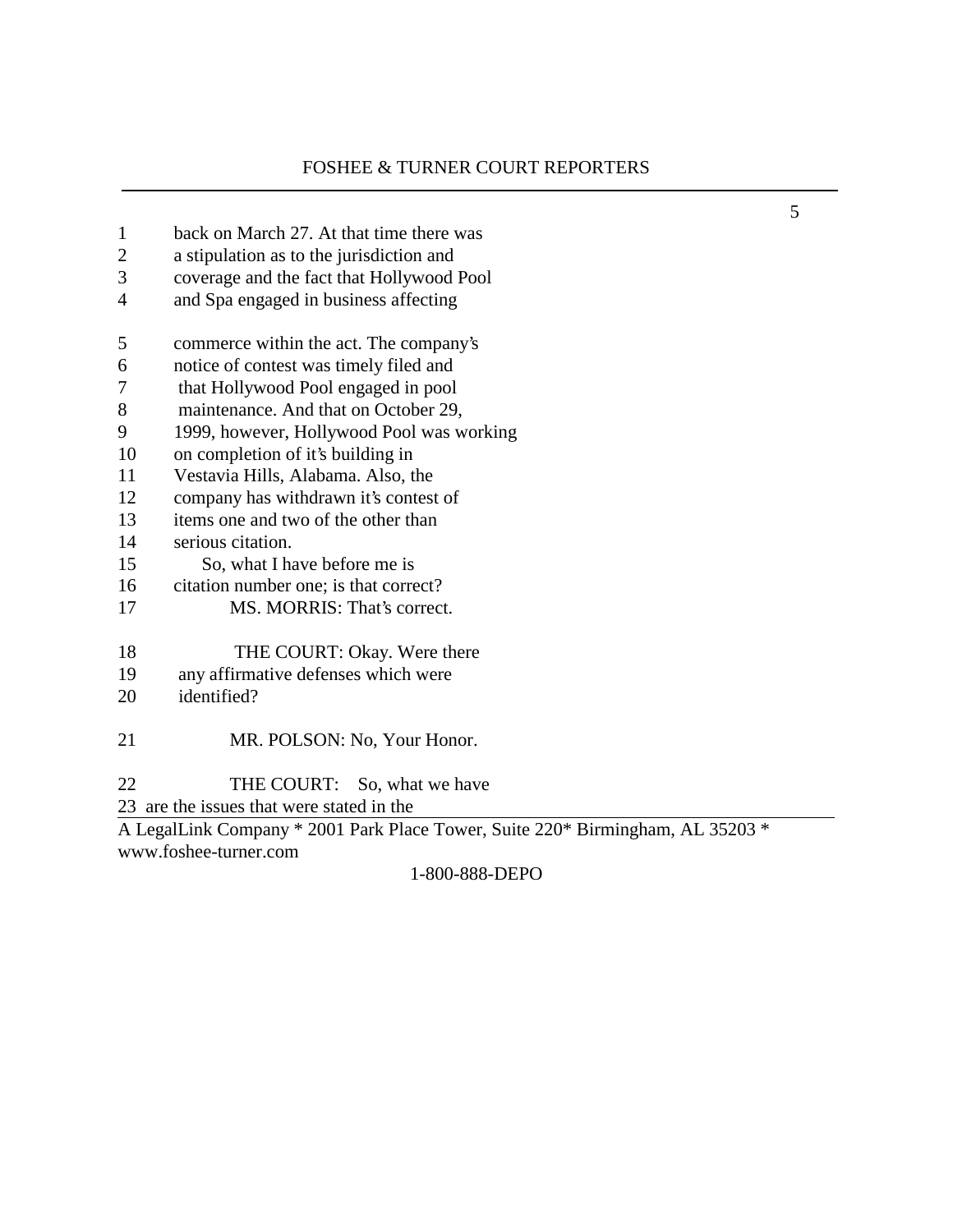1 back on March 27. At that time there was
2 a stipulation as to the jurisdiction and
3 coverage and the fact that Hollywood Pool
4 and Spa engaged in business affecting

5 commerce within the act. The company's
6 notice of contest was timely filed and
7 that Hollywood Pool engaged in pool
8 maintenance. And that on October 29,
9 1999, however, Hollywood Pool was working
10 on completion of it's building in
11 Vestavia Hills, Alabama. Also, the
12 company has withdrawn it's contest of
13 items one and two of the other than
14 serious citation.
15 So, what I have before me is
16 citation number one; is that correct?
17 MS. MORRIS: That's correct.

18 THE COURT: Okay. Were there
19 any affirmative defenses which were
20 identified?

21 MR. POLSON: No, Your Honor.

22 THE COURT: So, what we have
23 are the issues that were stated in the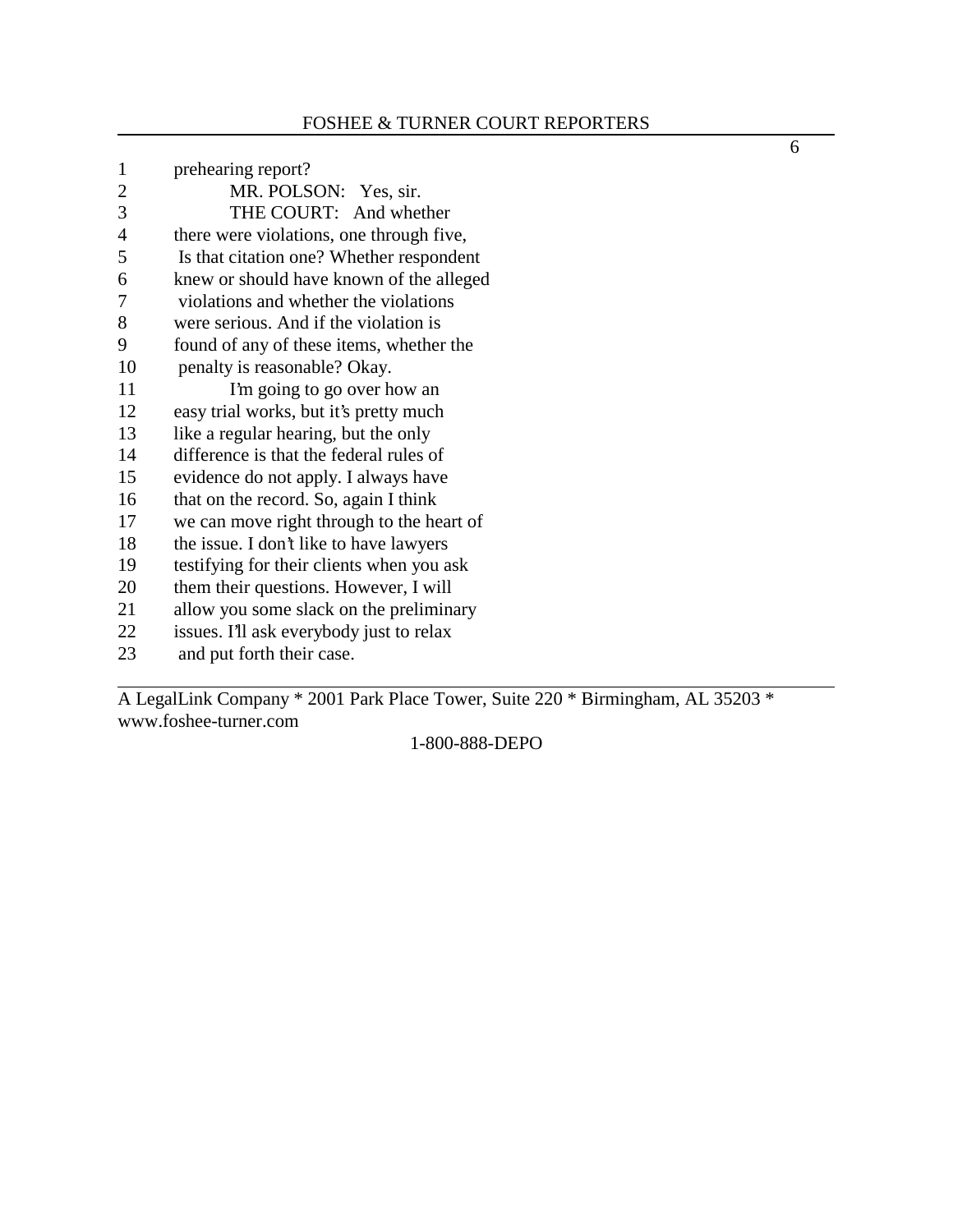1 prehearing report?

2 MR. POLSON: Yes, sir.

3 THE COURT: And whether

4 there were violations, one through five,

5 Is that citation one? Whether respondent

6 knew or should have known of the alleged

7 violations and whether the violations

8 were serious. And if the violation is

9 found of any of these items, whether the

10 penalty is reasonable? Okay.

11 I'm going to go over how an

12 easy trial works, but it's pretty much

13 like a regular hearing, but the only

14 difference is that the federal rules of

15 evidence do not apply. I always have

16 that on the record. So, again I think

17 we can move right through to the heart of

18 the issue. I don't like to have lawyers

19 testifying for their clients when you ask

20 them their questions. However, I will

21 allow you some slack on the preliminary

22 issues. I'll ask everybody just to relax

23 and put forth their case.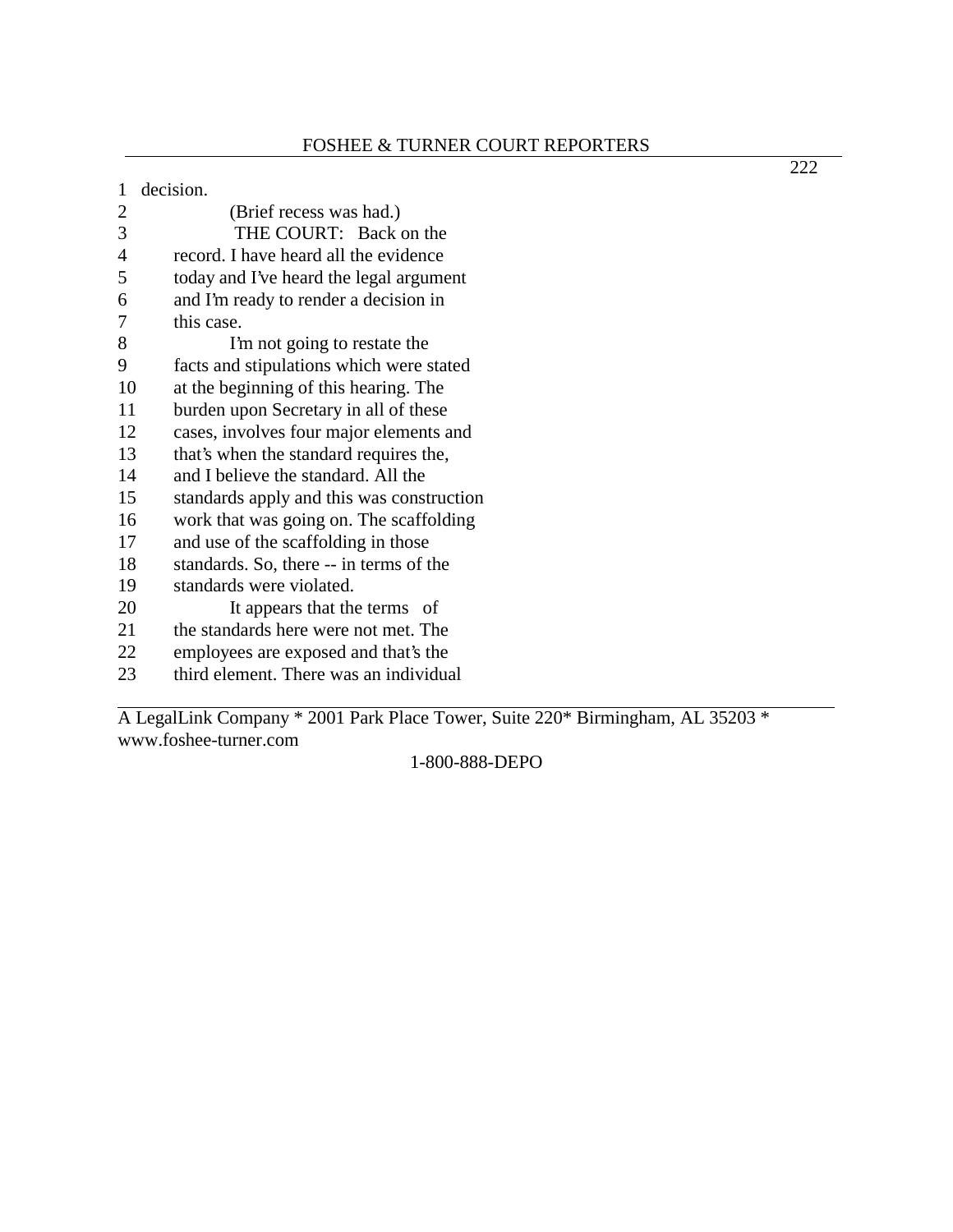1 decision.
2 (Brief recess was had.)
3 THE COURT: Back on the
4 record. I have heard all the evidence
5 today and I've heard the legal argument
6 and I'm ready to render a decision in
7 this case.
8 I'm not going to restate the
9 facts and stipulations which were stated
10 at the beginning of this hearing. The
11 burden upon Secretary in all of these
12 cases, involves four major elements and
13 that's when the standard requires the,
14 and I believe the standard. All the
15 standards apply and this was construction
16 work that was going on. The scaffolding
17 and use of the scaffolding in those
18 standards. So, there -- in terms of the
19 standards were violated.
20 It appears that the terms of
21 the standards here were not met. The
22 employees are exposed and that's the
23 third element. There was an individual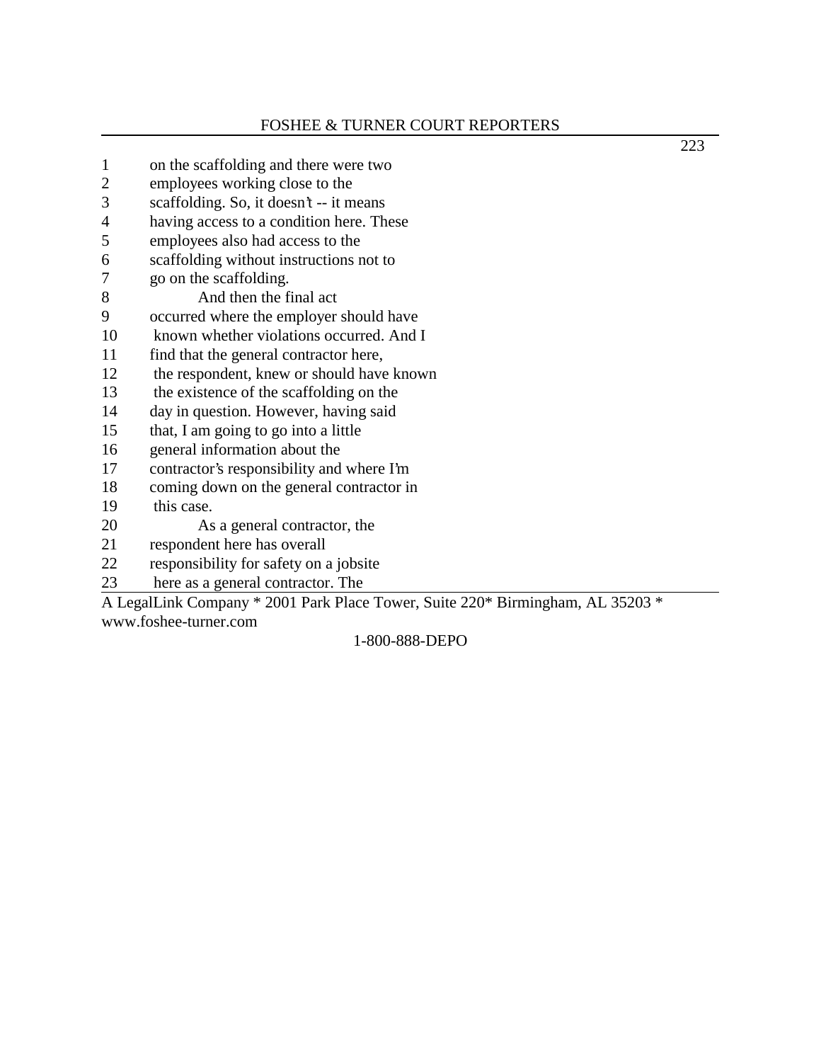1 on the scaffolding and there were two
2 employees working close to the
3 scaffolding. So, it doesn't -- it means
4 having access to a condition here. These
5 employees also had access to the
6 scaffolding without instructions not to
7 go on the scaffolding.
8 And then the final act
9 occurred where the employer should have
10 known whether violations occurred. And I
11 find that the general contractor here,
12 the respondent, knew or should have known
13 the existence of the scaffolding on the
14 day in question. However, having said
15 that, I am going to go into a little
16 general information about the
17 contractor's responsibility and where I'm
18 coming down on the general contractor in
19 this case.
20 As a general contractor, the
21 respondent here has overall
22 responsibility for safety on a jobsite
23 here as a general contractor. The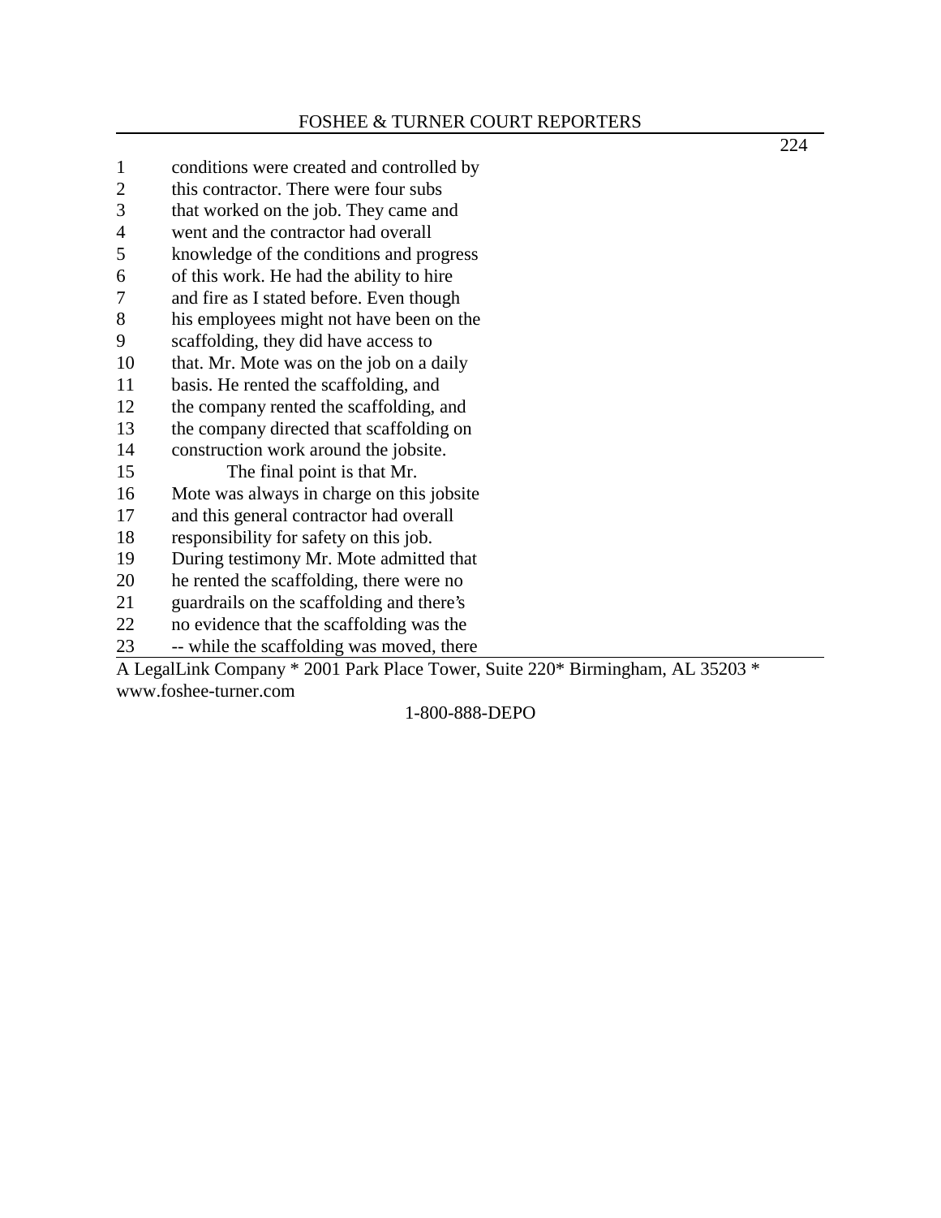1 conditions were created and controlled by
2 this contractor. There were four subs
3 that worked on the job. They came and
4 went and the contractor had overall
5 knowledge of the conditions and progress
6 of this work. He had the ability to hire
7 and fire as I stated before. Even though
8 his employees might not have been on the
9 scaffolding, they did have access to
10 that. Mr. Mote was on the job on a daily
11 basis. He rented the scaffolding, and
12 the company rented the scaffolding, and
13 the company directed that scaffolding on
14 construction work around the jobsite.
15 The final point is that Mr.
16 Mote was always in charge on this jobsite
17 and this general contractor had overall
18 responsibility for safety on this job.
19 During testimony Mr. Mote admitted that
20 he rented the scaffolding, there were no
21 guardrails on the scaffolding and there's
22 no evidence that the scaffolding was the
23 -- while the scaffolding was moved, there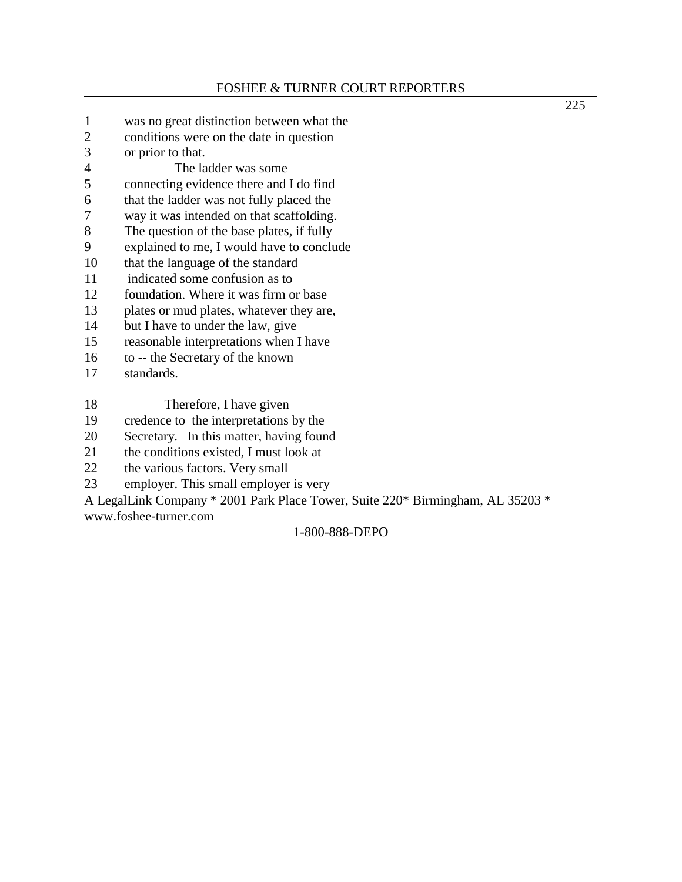1 was no great distinction between what the
2 conditions were on the date in question
3 or prior to that.
4 The ladder was some
5 connecting evidence there and I do find
6 that the ladder was not fully placed the
7 way it was intended on that scaffolding.
8 The question of the base plates, if fully
9 explained to me, I would have to conclude
10 that the language of the standard
11 indicated some confusion as to
12 foundation. Where it was firm or base
13 plates or mud plates, whatever they are,
14 but I have to under the law, give
15 reasonable interpretations when I have
16 to -- the Secretary of the known
17 standards.

18 Therefore, I have given
19 credence to the interpretations by the
20 Secretary. In this matter, having found
21 the conditions existed, I must look at
22 the various factors. Very small
23 employer. This small employer is very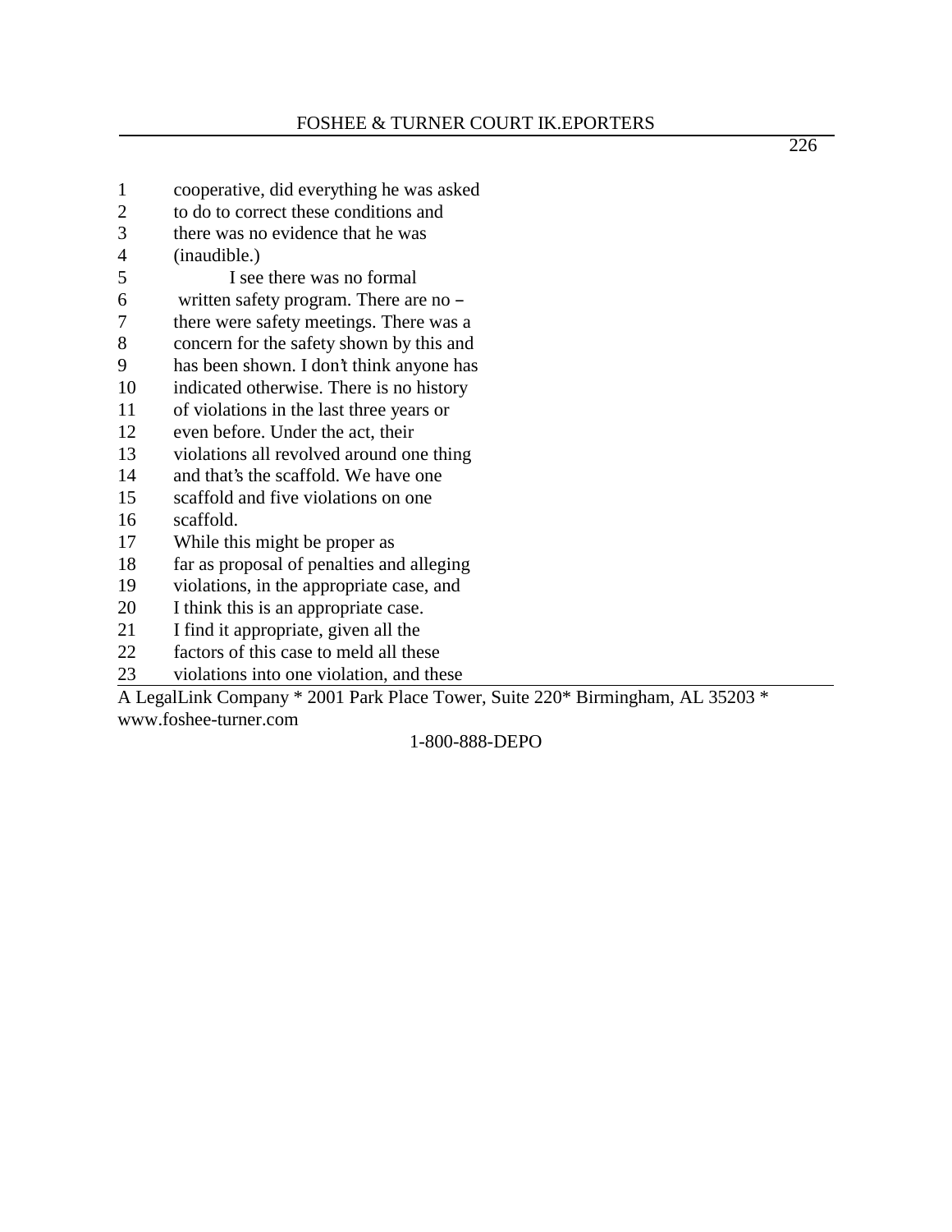1 cooperative, did everything he was asked
2 to do to correct these conditions and
3 there was no evidence that he was
4 (inaudible.)
5 I see there was no formal
6 written safety program. There are no –
7 there were safety meetings. There was a
8 concern for the safety shown by this and
9 has been shown. I don't think anyone has
10 indicated otherwise. There is no history
11 of violations in the last three years or
12 even before. Under the act, their
13 violations all revolved around one thing
14 and that's the scaffold. We have one
15 scaffold and five violations on one
16 scaffold.
17 While this might be proper as
18 far as proposal of penalties and alleging
19 violations, in the appropriate case, and
20 I think this is an appropriate case.
21 I find it appropriate, given all the
22 factors of this case to meld all these
23 violations into one violation, and these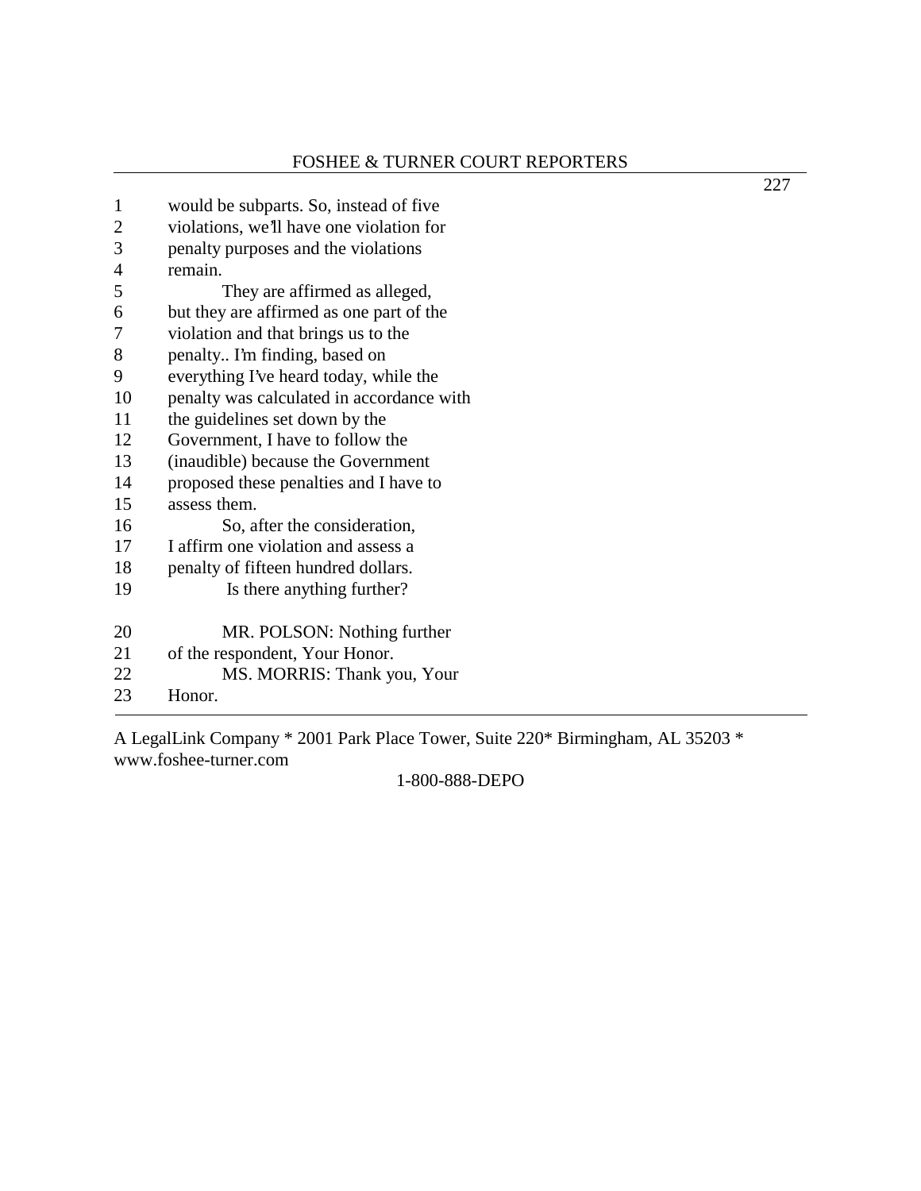1 would be subparts. So, instead of five
2 violations, we'll have one violation for
3 penalty purposes and the violations
4 remain.
5 They are affirmed as alleged,
6 but they are affirmed as one part of the
7 violation and that brings us to the
8 penalty.. I'm finding, based on
9 everything I've heard today, while the
10 penalty was calculated in accordance with
11 the guidelines set down by the
12 Government, I have to follow the
13 (inaudible) because the Government
14 proposed these penalties and I have to
15 assess them.
16 So, after the consideration,
17 I affirm one violation and assess a
18 penalty of fifteen hundred dollars.
19 Is there anything further?

20 MR. POLSON: Nothing further
21 of the respondent, Your Honor.
22 MS. MORRIS: Thank you, Your
23 Honor.